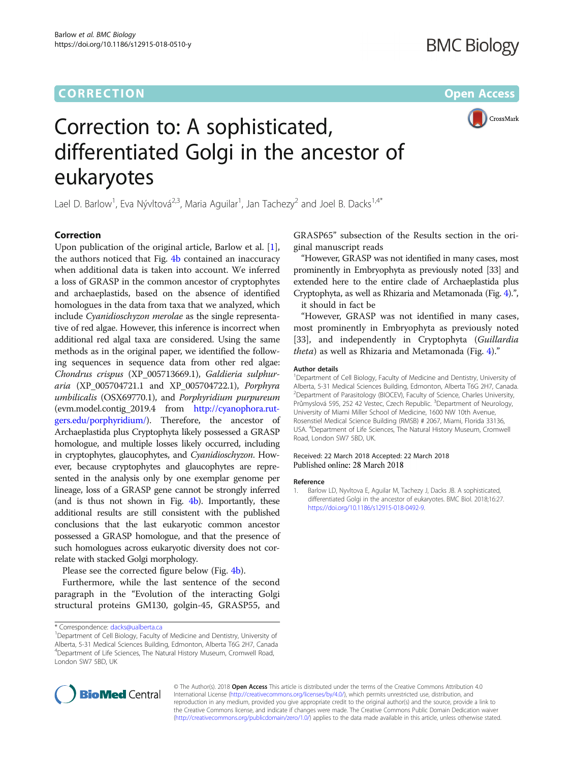CORRECTION Open Access

# Correction to: A sophisticated, differentiated Golgi in the ancestor of eukaryotes

Lael D. Barlow[1], Eva Nývltová[2,3], Maria Aguilar[1], Jan Tachezy[2] and Joel B. Dacks[1,4*]

## Correction

Upon publication of the original article, Barlow et al. [1], the authors noticed that Fig. 4b contained an inaccuracy when additional data is taken into account. We inferred a loss of GRASP in the common ancestor of cryptophytes and archaeplastids, based on the absence of identified homologues in the data from taxa that we analyzed, which include *Cyanidioschyzon merolae* as the single representative of red algae. However, this inference is incorrect when additional red algal taxa are considered. Using the same methods as in the original paper, we identified the following sequences in sequence data from other red algae: *Chondrus crispus* (XP_005713669.1), *Galdieria sulphuraria* (XP_005704721.1 and XP_005704722.1), *Porphyra umbilicalis* (OSX69770.1), and *Porphyridium purpureum* (evm.model.contig_2019.4 from http://cyanophora.rutgers.edu/porphyridium/). Therefore, the ancestor of Archaeplastida plus Cryptophyta likely possessed a GRASP homologue, and multiple losses likely occurred, including in cryptophytes, glaucophytes, and *Cyanidioschyzon*. However, because cryptophytes and glaucophytes are represented in the analysis only by one exemplar genome per lineage, loss of a GRASP gene cannot be strongly inferred (and is thus not shown in Fig. 4b). Importantly, these additional results are still consistent with the published conclusions that the last eukaryotic common ancestor possessed a GRASP homologue, and that the presence of such homologues across eukaryotic diversity does not correlate with stacked Golgi morphology.

Please see the corrected figure below (Fig. 4b).

Furthermore, while the last sentence of the second paragraph in the "Evolution of the interacting Golgi structural proteins GM130, golgin-45, GRASP55, and GRASP65" subsection of the Results section in the original manuscript reads

"However, GRASP was not identified in many cases, most prominently in Embryophyta as previously noted [33] and extended here to the entire clade of Archaeplastida plus Cryptophyta, as well as Rhizaria and Metamonada (Fig. 4).",

it should in fact be

"However, GRASP was not identified in many cases, most prominently in Embryophyta as previously noted [33], and independently in Cryptophyta (*Guillardia theta*) as well as Rhizaria and Metamonada (Fig. 4)."

### Author details

[1]Department of Cell Biology, Faculty of Medicine and Dentistry, University of Alberta, 5-31 Medical Sciences Building, Edmonton, Alberta T6G 2H7, Canada. [2]Department of Parasitology (BIOCEV), Faculty of Science, Charles University, Průmyslová 595, 252 42 Vestec, Czech Republic. [3]Department of Neurology, University of Miami Miller School of Medicine, 1600 NW 10th Avenue, Rosenstiel Medical Science Building (RMSB) # 2067, Miami, Florida 33136, USA. [4]Department of Life Sciences, The Natural History Museum, Cromwell Road, London SW7 5BD, UK.

Received: 22 March 2018 Accepted: 22 March 2018
Published online: 28 March 2018

### Reference

1. Barlow LD, Nyvltova E, Aguilar M, Tachezy J, Dacks JB. A sophisticated, differentiated Golgi in the ancestor of eukaryotes. BMC Biol. 2018;16:27. https://doi.org/10.1186/s12915-018-0492-9.

\* Correspondence: dacks@ualberta.ca
[1]Department of Cell Biology, Faculty of Medicine and Dentistry, University of Alberta, 5-31 Medical Sciences Building, Edmonton, Alberta T6G 2H7, Canada
[4]Department of Life Sciences, The Natural History Museum, Cromwell Road, London SW7 5BD, UK

© The Author(s). 2018 **Open Access** This article is distributed under the terms of the Creative Commons Attribution 4.0 International License (http://creativecommons.org/licenses/by/4.0/), which permits unrestricted use, distribution, and reproduction in any medium, provided you give appropriate credit to the original author(s) and the source, provide a link to the Creative Commons license, and indicate if changes were made. The Creative Commons Public Domain Dedication waiver (http://creativecommons.org/publicdomain/zero/1.0/) applies to the data made available in this article, unless otherwise stated.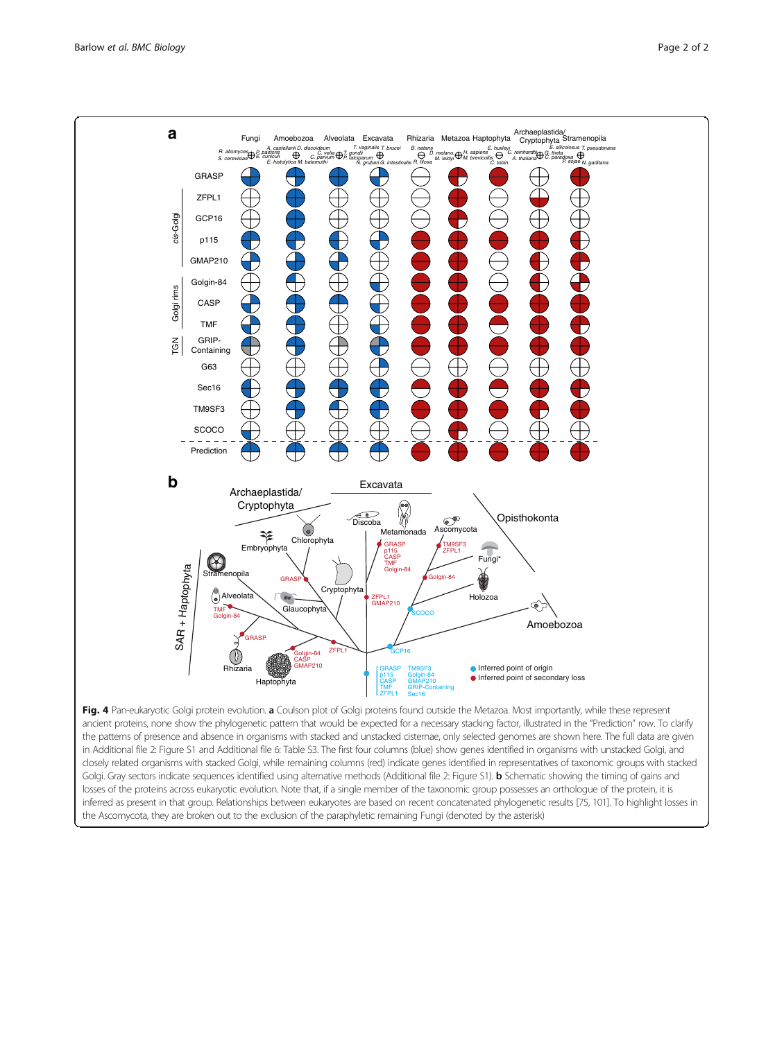**a**

Fungi Amoebozoa Alveolata Excavata Rhizaria Metazoa Haptophyta Archaeplastida/ Cryptophyta Stramenopila

R. allomyces, S. cerevisiae, P. pastoris, E. cuniculi, A. castellanii, D. discoideum, E. histolytica, M. balamuthi, C. velia, C. parvum, T. gondii, P. falciparum, T. vaginalis, T. brucei, N. gruberi, G. intestinalis, B. natans, R. filosa, D. melano., M. leidyi, H. sapiens, M. brevicollis, E. huxleyi, C. tobin, C. reinhardtii, A. thaliana, G. theta, C. paradoxa, E. silicolosus, T. pseudonana, P. sojae, N. gaditana

cis-Golgi: GRASP, ZFPL1, GCP16, p115, GMAP210

Golgi rims: Golgin-84, CASP, TMF

TGN: GRIP-Containing

G63

Sec16

TM9SF3

SCOCO

Prediction

**b**

Archaeplastida/ Cryptophyta, Excavata, Opisthokonta, SAR + Haptophyta

Embryophyta, Chlorophyta, Discoba, Metamonada, Ascomycota, Fungi*, Holozoa, Amoebozoa, Stramenopila, Alveolata, Glaucophyta, Cryptophyta, Rhizaria, Haptophyta

GRASP, p115, CASP, TMF, Golgin-84

TM9SF3, ZFPL1

Golgin-84

ZFPL1, GMAP210

SCOCO

GCP16

GRASP

TMF, Golgin-84

GRASP

Golgin-84, CASP, GMAP210

ZFPL1

GRASP, p115, CASP, TMF, ZFPL1, TM9SF3, Golgin-84, GMAP210, GRIP-Containing, Sec16

Inferred point of origin

Inferred point of secondary loss

**Fig. 4** Pan-eukaryotic Golgi protein evolution. **a** Coulson plot of Golgi proteins found outside the Metazoa. Most importantly, while these represent ancient proteins, none show the phylogenetic pattern that would be expected for a necessary stacking factor, illustrated in the "Prediction" row. To clarify the patterns of presence and absence in organisms with stacked and unstacked cisternae, only selected genomes are shown here. The full data are given in Additional file 2: Figure S1 and Additional file 6: Table S3. The first four columns (blue) show genes identified in organisms with unstacked Golgi, and closely related organisms with stacked Golgi, while remaining columns (red) indicate genes identified in representatives of taxonomic groups with stacked Golgi. Gray sectors indicate sequences identified using alternative methods (Additional file 2: Figure S1). **b** Schematic showing the timing of gains and losses of the proteins across eukaryotic evolution. Note that, if a single member of the taxonomic group possesses an orthologue of the protein, it is inferred as present in that group. Relationships between eukaryotes are based on recent concatenated phylogenetic results [75, 101]. To highlight losses in the Ascomycota, they are broken out to the exclusion of the paraphyletic remaining Fungi (denoted by the asterisk)